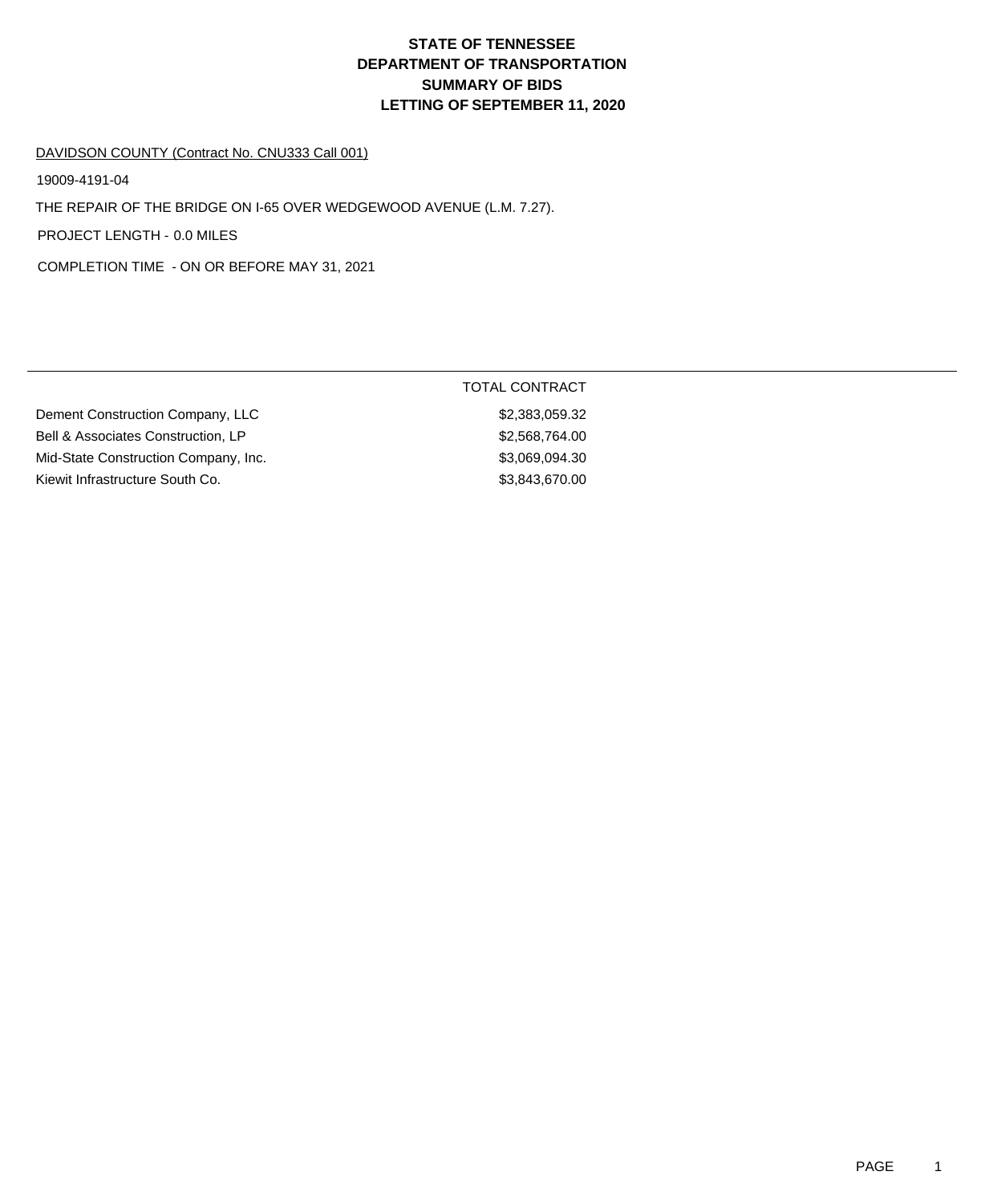# STATE OF TENNESSEE
# DEPARTMENT OF TRANSPORTATION
# SUMMARY OF BIDS
# LETTING OF SEPTEMBER 11, 2020

DAVIDSON COUNTY (Contract No. CNU333 Call 001)

19009-4191-04

THE REPAIR OF THE BRIDGE ON I-65 OVER WEDGEWOOD AVENUE (L.M. 7.27).

PROJECT LENGTH - 0.0 MILES

COMPLETION TIME - ON OR BEFORE MAY 31, 2021

| | TOTAL CONTRACT |
|---|---|
| Dement Construction Company, LLC | $2,383,059.32 |
| Bell & Associates Construction, LP | $2,568,764.00 |
| Mid-State Construction Company, Inc. | $3,069,094.30 |
| Kiewit Infrastructure South Co. | $3,843,670.00 |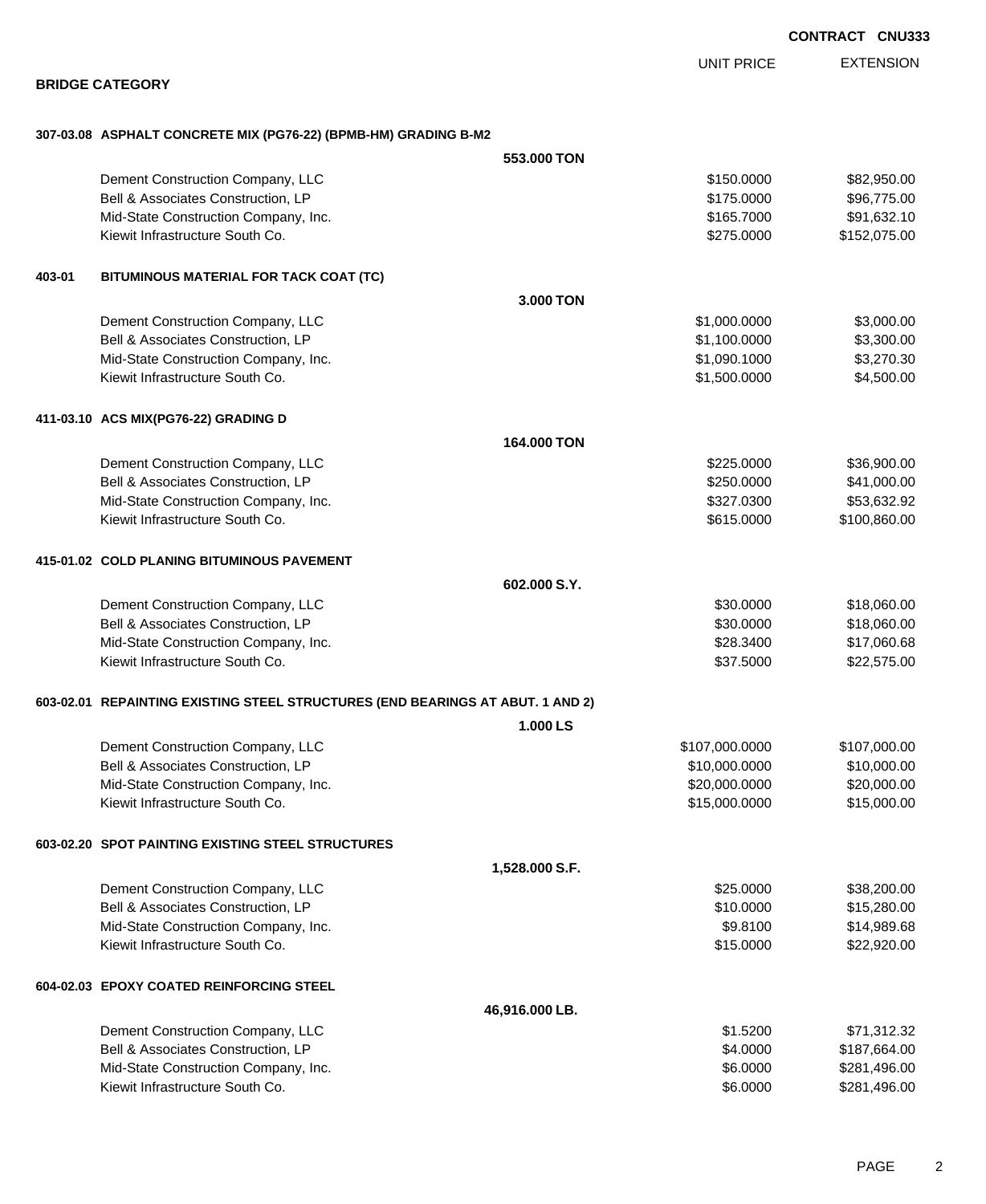**CONTRACT CNU333**

## BRIDGE CATEGORY

| | | UNIT PRICE | EXTENSION |
|---|---|---|---|
| **307-03.08** | **ASPHALT CONCRETE MIX (PG76-22) (BPMB-HM) GRADING B-M2** | | |
| | **553.000 TON** | | |
| | Dement Construction Company, LLC | $150.0000 | $82,950.00 |
| | Bell & Associates Construction, LP | $175.0000 | $96,775.00 |
| | Mid-State Construction Company, Inc. | $165.7000 | $91,632.10 |
| | Kiewit Infrastructure South Co. | $275.0000 | $152,075.00 |
| **403-01** | **BITUMINOUS MATERIAL FOR TACK COAT (TC)** | | |
| | **3.000 TON** | | |
| | Dement Construction Company, LLC | $1,000.0000 | $3,000.00 |
| | Bell & Associates Construction, LP | $1,100.0000 | $3,300.00 |
| | Mid-State Construction Company, Inc. | $1,090.1000 | $3,270.30 |
| | Kiewit Infrastructure South Co. | $1,500.0000 | $4,500.00 |
| **411-03.10** | **ACS MIX(PG76-22) GRADING D** | | |
| | **164.000 TON** | | |
| | Dement Construction Company, LLC | $225.0000 | $36,900.00 |
| | Bell & Associates Construction, LP | $250.0000 | $41,000.00 |
| | Mid-State Construction Company, Inc. | $327.0300 | $53,632.92 |
| | Kiewit Infrastructure South Co. | $615.0000 | $100,860.00 |
| **415-01.02** | **COLD PLANING BITUMINOUS PAVEMENT** | | |
| | **602.000 S.Y.** | | |
| | Dement Construction Company, LLC | $30.0000 | $18,060.00 |
| | Bell & Associates Construction, LP | $30.0000 | $18,060.00 |
| | Mid-State Construction Company, Inc. | $28.3400 | $17,060.68 |
| | Kiewit Infrastructure South Co. | $37.5000 | $22,575.00 |
| **603-02.01** | **REPAINTING EXISTING STEEL STRUCTURES (END BEARINGS AT ABUT. 1 AND 2)** | | |
| | **1.000 LS** | | |
| | Dement Construction Company, LLC | $107,000.0000 | $107,000.00 |
| | Bell & Associates Construction, LP | $10,000.0000 | $10,000.00 |
| | Mid-State Construction Company, Inc. | $20,000.0000 | $20,000.00 |
| | Kiewit Infrastructure South Co. | $15,000.0000 | $15,000.00 |
| **603-02.20** | **SPOT PAINTING EXISTING STEEL STRUCTURES** | | |
| | **1,528.000 S.F.** | | |
| | Dement Construction Company, LLC | $25.0000 | $38,200.00 |
| | Bell & Associates Construction, LP | $10.0000 | $15,280.00 |
| | Mid-State Construction Company, Inc. | $9.8100 | $14,989.68 |
| | Kiewit Infrastructure South Co. | $15.0000 | $22,920.00 |
| **604-02.03** | **EPOXY COATED REINFORCING STEEL** | | |
| | **46,916.000 LB.** | | |
| | Dement Construction Company, LLC | $1.5200 | $71,312.32 |
| | Bell & Associates Construction, LP | $4.0000 | $187,664.00 |
| | Mid-State Construction Company, Inc. | $6.0000 | $281,496.00 |
| | Kiewit Infrastructure South Co. | $6.0000 | $281,496.00 |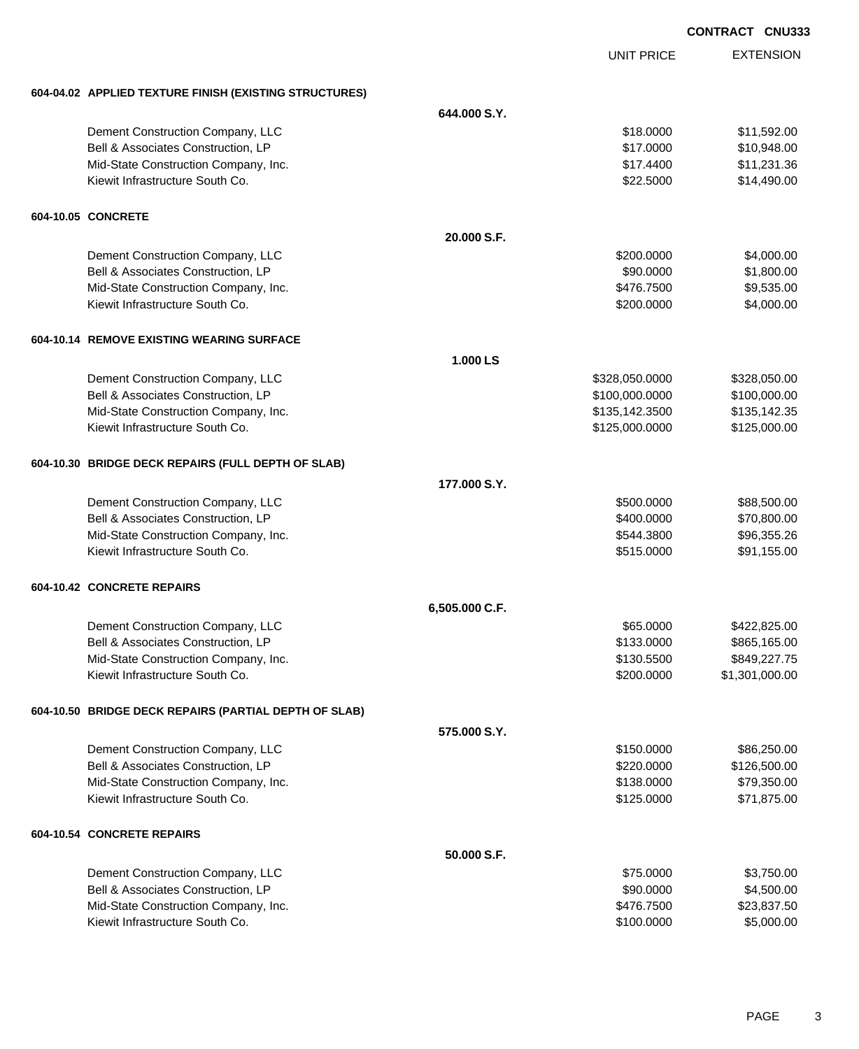**CONTRACT CNU333**

| | | UNIT PRICE | EXTENSION |
|---|---|---|---|
| **604-04.02 APPLIED TEXTURE FINISH (EXISTING STRUCTURES)** | | | |
| | **644.000 S.Y.** | | |
| Dement Construction Company, LLC | | $18.0000 | $11,592.00 |
| Bell & Associates Construction, LP | | $17.0000 | $10,948.00 |
| Mid-State Construction Company, Inc. | | $17.4400 | $11,231.36 |
| Kiewit Infrastructure South Co. | | $22.5000 | $14,490.00 |
| **604-10.05 CONCRETE** | | | |
| | **20.000 S.F.** | | |
| Dement Construction Company, LLC | | $200.0000 | $4,000.00 |
| Bell & Associates Construction, LP | | $90.0000 | $1,800.00 |
| Mid-State Construction Company, Inc. | | $476.7500 | $9,535.00 |
| Kiewit Infrastructure South Co. | | $200.0000 | $4,000.00 |
| **604-10.14 REMOVE EXISTING WEARING SURFACE** | | | |
| | **1.000 LS** | | |
| Dement Construction Company, LLC | | $328,050.0000 | $328,050.00 |
| Bell & Associates Construction, LP | | $100,000.0000 | $100,000.00 |
| Mid-State Construction Company, Inc. | | $135,142.3500 | $135,142.35 |
| Kiewit Infrastructure South Co. | | $125,000.0000 | $125,000.00 |
| **604-10.30 BRIDGE DECK REPAIRS (FULL DEPTH OF SLAB)** | | | |
| | **177.000 S.Y.** | | |
| Dement Construction Company, LLC | | $500.0000 | $88,500.00 |
| Bell & Associates Construction, LP | | $400.0000 | $70,800.00 |
| Mid-State Construction Company, Inc. | | $544.3800 | $96,355.26 |
| Kiewit Infrastructure South Co. | | $515.0000 | $91,155.00 |
| **604-10.42 CONCRETE REPAIRS** | | | |
| | **6,505.000 C.F.** | | |
| Dement Construction Company, LLC | | $65.0000 | $422,825.00 |
| Bell & Associates Construction, LP | | $133.0000 | $865,165.00 |
| Mid-State Construction Company, Inc. | | $130.5500 | $849,227.75 |
| Kiewit Infrastructure South Co. | | $200.0000 | $1,301,000.00 |
| **604-10.50 BRIDGE DECK REPAIRS (PARTIAL DEPTH OF SLAB)** | | | |
| | **575.000 S.Y.** | | |
| Dement Construction Company, LLC | | $150.0000 | $86,250.00 |
| Bell & Associates Construction, LP | | $220.0000 | $126,500.00 |
| Mid-State Construction Company, Inc. | | $138.0000 | $79,350.00 |
| Kiewit Infrastructure South Co. | | $125.0000 | $71,875.00 |
| **604-10.54 CONCRETE REPAIRS** | | | |
| | **50.000 S.F.** | | |
| Dement Construction Company, LLC | | $75.0000 | $3,750.00 |
| Bell & Associates Construction, LP | | $90.0000 | $4,500.00 |
| Mid-State Construction Company, Inc. | | $476.7500 | $23,837.50 |
| Kiewit Infrastructure South Co. | | $100.0000 | $5,000.00 |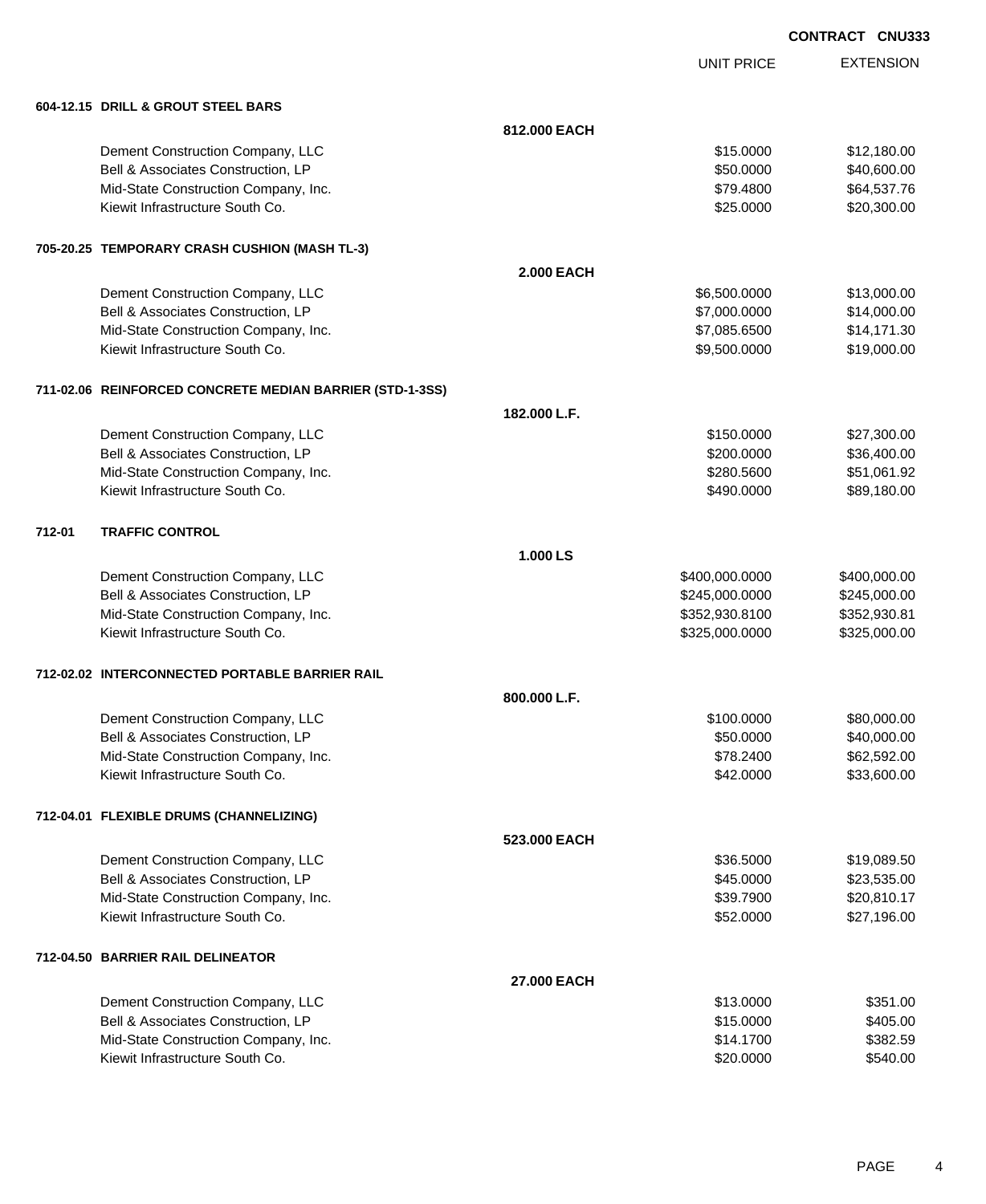**CONTRACT CNU333**

| | UNIT PRICE | EXTENSION |
|---|---|---|
| **604-12.15 DRILL & GROUT STEEL BARS** | | |
| **812.000 EACH** | | |
| Dement Construction Company, LLC | $15.0000 | $12,180.00 |
| Bell & Associates Construction, LP | $50.0000 | $40,600.00 |
| Mid-State Construction Company, Inc. | $79.4800 | $64,537.76 |
| Kiewit Infrastructure South Co. | $25.0000 | $20,300.00 |
| **705-20.25 TEMPORARY CRASH CUSHION (MASH TL-3)** | | |
| **2.000 EACH** | | |
| Dement Construction Company, LLC | $6,500.0000 | $13,000.00 |
| Bell & Associates Construction, LP | $7,000.0000 | $14,000.00 |
| Mid-State Construction Company, Inc. | $7,085.6500 | $14,171.30 |
| Kiewit Infrastructure South Co. | $9,500.0000 | $19,000.00 |
| **711-02.06 REINFORCED CONCRETE MEDIAN BARRIER (STD-1-3SS)** | | |
| **182.000 L.F.** | | |
| Dement Construction Company, LLC | $150.0000 | $27,300.00 |
| Bell & Associates Construction, LP | $200.0000 | $36,400.00 |
| Mid-State Construction Company, Inc. | $280.5600 | $51,061.92 |
| Kiewit Infrastructure South Co. | $490.0000 | $89,180.00 |
| **712-01 TRAFFIC CONTROL** | | |
| **1.000 LS** | | |
| Dement Construction Company, LLC | $400,000.0000 | $400,000.00 |
| Bell & Associates Construction, LP | $245,000.0000 | $245,000.00 |
| Mid-State Construction Company, Inc. | $352,930.8100 | $352,930.81 |
| Kiewit Infrastructure South Co. | $325,000.0000 | $325,000.00 |
| **712-02.02 INTERCONNECTED PORTABLE BARRIER RAIL** | | |
| **800.000 L.F.** | | |
| Dement Construction Company, LLC | $100.0000 | $80,000.00 |
| Bell & Associates Construction, LP | $50.0000 | $40,000.00 |
| Mid-State Construction Company, Inc. | $78.2400 | $62,592.00 |
| Kiewit Infrastructure South Co. | $42.0000 | $33,600.00 |
| **712-04.01 FLEXIBLE DRUMS (CHANNELIZING)** | | |
| **523.000 EACH** | | |
| Dement Construction Company, LLC | $36.5000 | $19,089.50 |
| Bell & Associates Construction, LP | $45.0000 | $23,535.00 |
| Mid-State Construction Company, Inc. | $39.7900 | $20,810.17 |
| Kiewit Infrastructure South Co. | $52.0000 | $27,196.00 |
| **712-04.50 BARRIER RAIL DELINEATOR** | | |
| **27.000 EACH** | | |
| Dement Construction Company, LLC | $13.0000 | $351.00 |
| Bell & Associates Construction, LP | $15.0000 | $405.00 |
| Mid-State Construction Company, Inc. | $14.1700 | $382.59 |
| Kiewit Infrastructure South Co. | $20.0000 | $540.00 |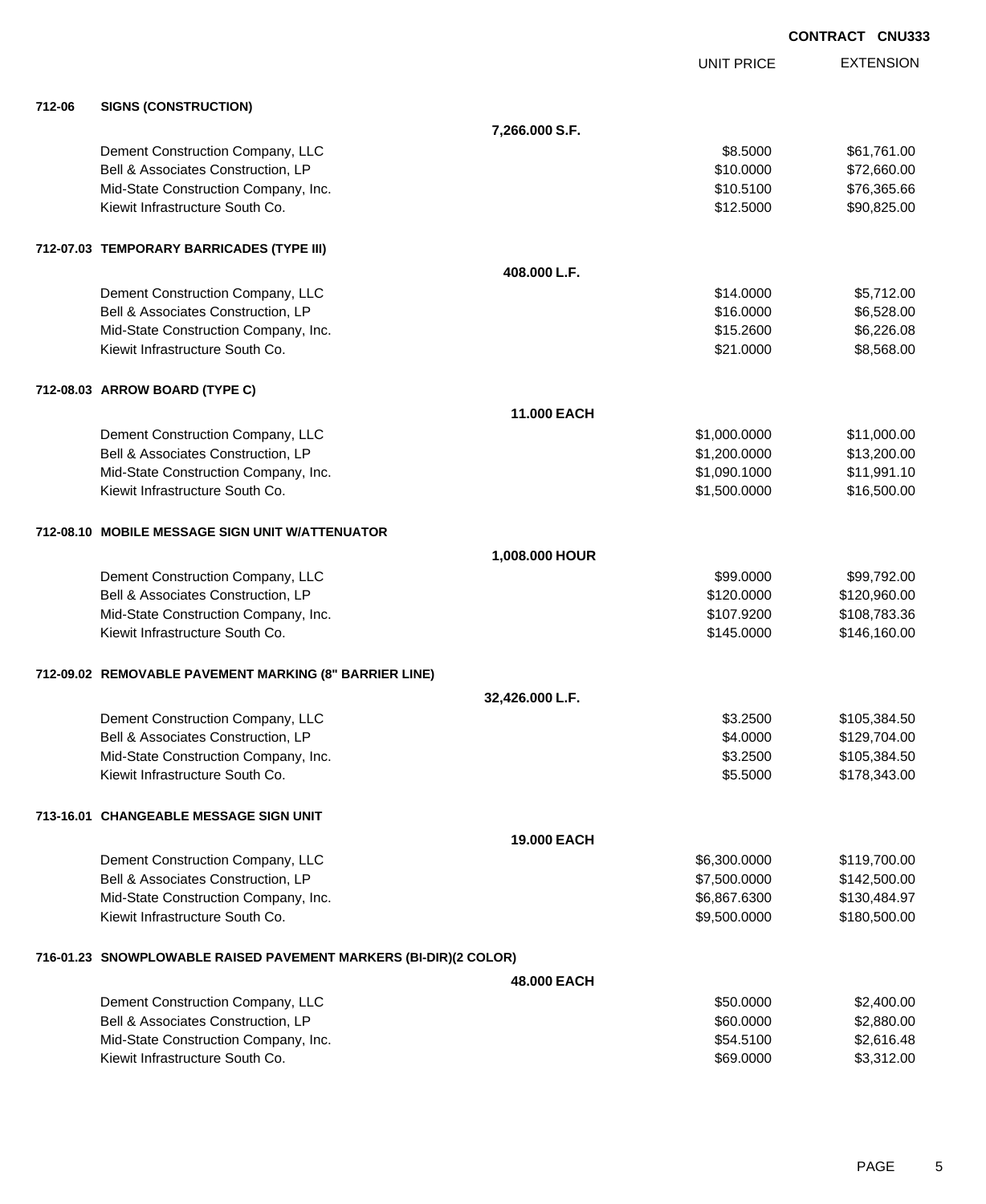**CONTRACT CNU333**

| | | UNIT PRICE | EXTENSION |
|---|---|---|---|
| **712-06** | **SIGNS (CONSTRUCTION)** | | |
| | **7,266.000 S.F.** | | |
| | Dement Construction Company, LLC | $8.5000 | $61,761.00 |
| | Bell & Associates Construction, LP | $10.0000 | $72,660.00 |
| | Mid-State Construction Company, Inc. | $10.5100 | $76,365.66 |
| | Kiewit Infrastructure South Co. | $12.5000 | $90,825.00 |
| **712-07.03** | **TEMPORARY BARRICADES (TYPE III)** | | |
| | **408.000 L.F.** | | |
| | Dement Construction Company, LLC | $14.0000 | $5,712.00 |
| | Bell & Associates Construction, LP | $16.0000 | $6,528.00 |
| | Mid-State Construction Company, Inc. | $15.2600 | $6,226.08 |
| | Kiewit Infrastructure South Co. | $21.0000 | $8,568.00 |
| **712-08.03** | **ARROW BOARD (TYPE C)** | | |
| | **11.000 EACH** | | |
| | Dement Construction Company, LLC | $1,000.0000 | $11,000.00 |
| | Bell & Associates Construction, LP | $1,200.0000 | $13,200.00 |
| | Mid-State Construction Company, Inc. | $1,090.1000 | $11,991.10 |
| | Kiewit Infrastructure South Co. | $1,500.0000 | $16,500.00 |
| **712-08.10** | **MOBILE MESSAGE SIGN UNIT W/ATTENUATOR** | | |
| | **1,008.000 HOUR** | | |
| | Dement Construction Company, LLC | $99.0000 | $99,792.00 |
| | Bell & Associates Construction, LP | $120.0000 | $120,960.00 |
| | Mid-State Construction Company, Inc. | $107.9200 | $108,783.36 |
| | Kiewit Infrastructure South Co. | $145.0000 | $146,160.00 |
| **712-09.02** | **REMOVABLE PAVEMENT MARKING (8" BARRIER LINE)** | | |
| | **32,426.000 L.F.** | | |
| | Dement Construction Company, LLC | $3.2500 | $105,384.50 |
| | Bell & Associates Construction, LP | $4.0000 | $129,704.00 |
| | Mid-State Construction Company, Inc. | $3.2500 | $105,384.50 |
| | Kiewit Infrastructure South Co. | $5.5000 | $178,343.00 |
| **713-16.01** | **CHANGEABLE MESSAGE SIGN UNIT** | | |
| | **19.000 EACH** | | |
| | Dement Construction Company, LLC | $6,300.0000 | $119,700.00 |
| | Bell & Associates Construction, LP | $7,500.0000 | $142,500.00 |
| | Mid-State Construction Company, Inc. | $6,867.6300 | $130,484.97 |
| | Kiewit Infrastructure South Co. | $9,500.0000 | $180,500.00 |
| **716-01.23** | **SNOWPLOWABLE RAISED PAVEMENT MARKERS (BI-DIR)(2 COLOR)** | | |
| | **48.000 EACH** | | |
| | Dement Construction Company, LLC | $50.0000 | $2,400.00 |
| | Bell & Associates Construction, LP | $60.0000 | $2,880.00 |
| | Mid-State Construction Company, Inc. | $54.5100 | $2,616.48 |
| | Kiewit Infrastructure South Co. | $69.0000 | $3,312.00 |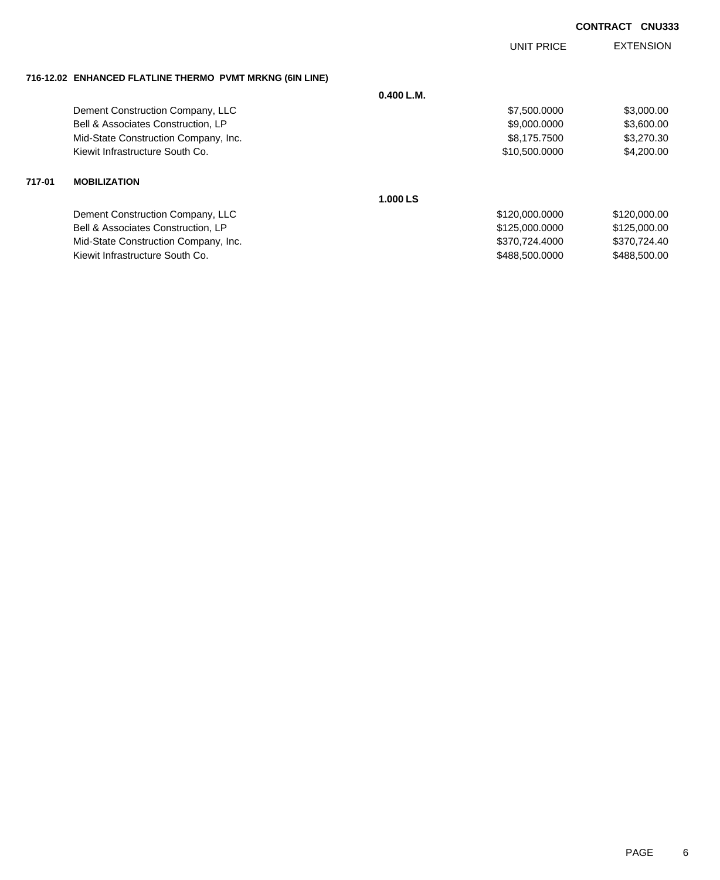**CONTRACT CNU333**

| | UNIT PRICE | EXTENSION |
|---|---|---|
| **716-12.02 ENHANCED FLATLINE THERMO PVMT MRKNG (6IN LINE)** | | |
| **0.400 L.M.** | | |
| Dement Construction Company, LLC | $7,500.0000 | $3,000.00 |
| Bell & Associates Construction, LP | $9,000.0000 | $3,600.00 |
| Mid-State Construction Company, Inc. | $8,175.7500 | $3,270.30 |
| Kiewit Infrastructure South Co. | $10,500.0000 | $4,200.00 |
| **717-01 MOBILIZATION** | | |
| **1.000 LS** | | |
| Dement Construction Company, LLC | $120,000.0000 | $120,000.00 |
| Bell & Associates Construction, LP | $125,000.0000 | $125,000.00 |
| Mid-State Construction Company, Inc. | $370,724.4000 | $370,724.40 |
| Kiewit Infrastructure South Co. | $488,500.0000 | $488,500.00 |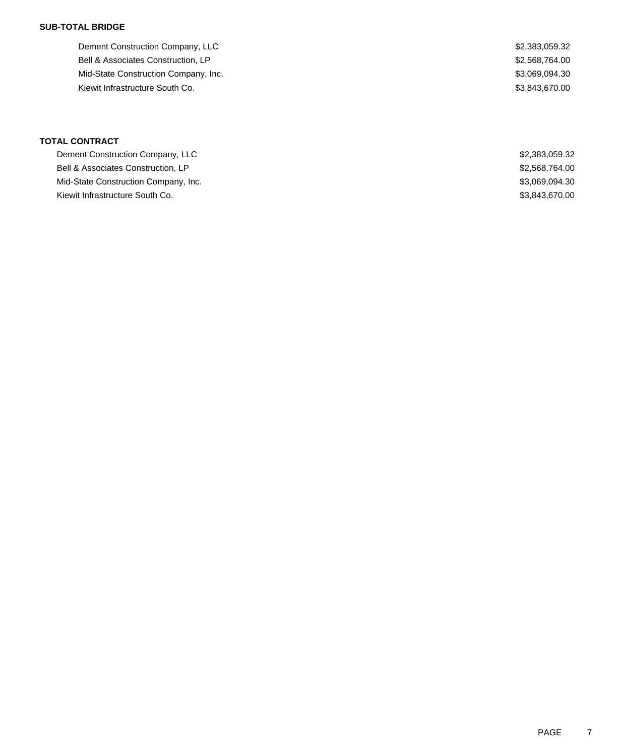**SUB-TOTAL BRIDGE**

| | |
|---|---|
| Dement Construction Company, LLC | $2,383,059.32 |
| Bell & Associates Construction, LP | $2,568,764.00 |
| Mid-State Construction Company, Inc. | $3,069,094.30 |
| Kiewit Infrastructure South Co. | $3,843,670.00 |

**TOTAL CONTRACT**

| | |
|---|---|
| Dement Construction Company, LLC | $2,383,059.32 |
| Bell & Associates Construction, LP | $2,568,764.00 |
| Mid-State Construction Company, Inc. | $3,069,094.30 |
| Kiewit Infrastructure South Co. | $3,843,670.00 |